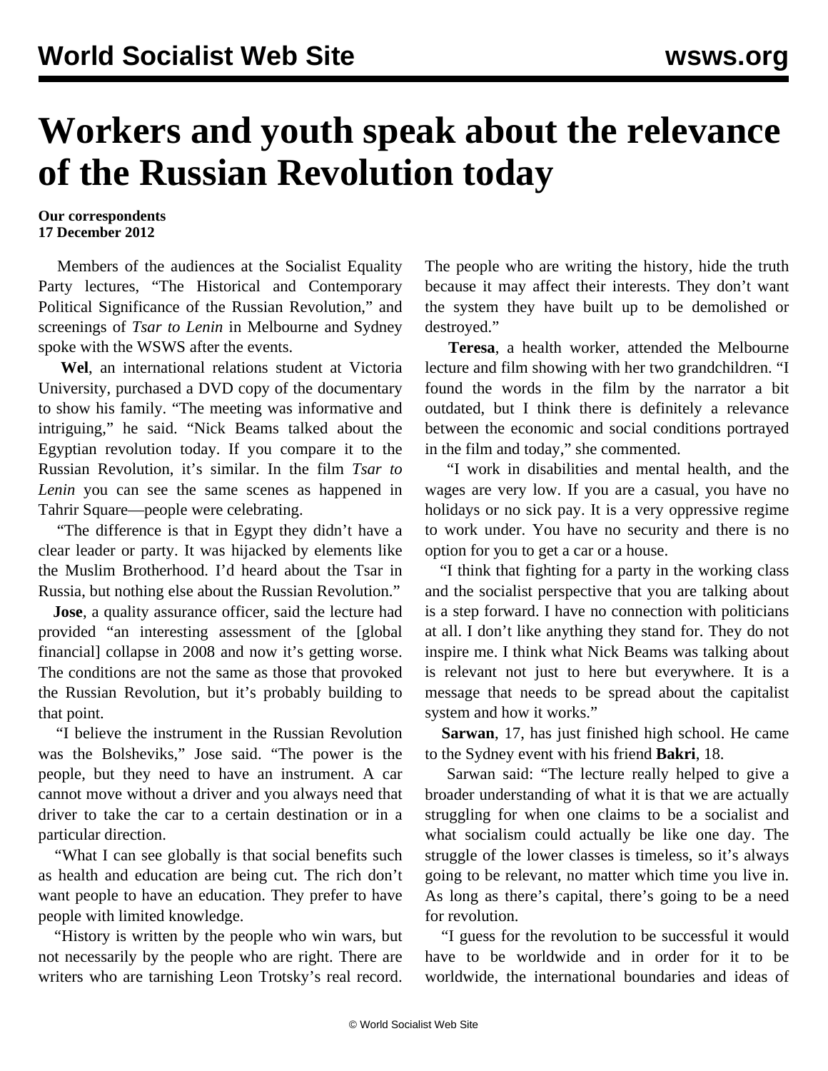# Workers and youth speak about the relevance of the Russian Revolution today

**Our correspondents**
**17 December 2012**

Members of the audiences at the Socialist Equality Party lectures, "The Historical and Contemporary Political Significance of the Russian Revolution," and screenings of *Tsar to Lenin* in Melbourne and Sydney spoke with the WSWS after the events.

**Wel**, an international relations student at Victoria University, purchased a DVD copy of the documentary to show his family. "The meeting was informative and intriguing," he said. "Nick Beams talked about the Egyptian revolution today. If you compare it to the Russian Revolution, it's similar. In the film *Tsar to Lenin* you can see the same scenes as happened in Tahrir Square—people were celebrating.

"The difference is that in Egypt they didn't have a clear leader or party. It was hijacked by elements like the Muslim Brotherhood. I'd heard about the Tsar in Russia, but nothing else about the Russian Revolution."

**Jose**, a quality assurance officer, said the lecture had provided "an interesting assessment of the [global financial] collapse in 2008 and now it's getting worse. The conditions are not the same as those that provoked the Russian Revolution, but it's probably building to that point.

"I believe the instrument in the Russian Revolution was the Bolsheviks," Jose said. "The power is the people, but they need to have an instrument. A car cannot move without a driver and you always need that driver to take the car to a certain destination or in a particular direction.

"What I can see globally is that social benefits such as health and education are being cut. The rich don't want people to have an education. They prefer to have people with limited knowledge.

"History is written by the people who win wars, but not necessarily by the people who are right. There are writers who are tarnishing Leon Trotsky's real record. The people who are writing the history, hide the truth because it may affect their interests. They don't want the system they have built up to be demolished or destroyed."

**Teresa**, a health worker, attended the Melbourne lecture and film showing with her two grandchildren. "I found the words in the film by the narrator a bit outdated, but I think there is definitely a relevance between the economic and social conditions portrayed in the film and today," she commented.

"I work in disabilities and mental health, and the wages are very low. If you are a casual, you have no holidays or no sick pay. It is a very oppressive regime to work under. You have no security and there is no option for you to get a car or a house.

"I think that fighting for a party in the working class and the socialist perspective that you are talking about is a step forward. I have no connection with politicians at all. I don't like anything they stand for. They do not inspire me. I think what Nick Beams was talking about is relevant not just to here but everywhere. It is a message that needs to be spread about the capitalist system and how it works."

**Sarwan**, 17, has just finished high school. He came to the Sydney event with his friend **Bakri**, 18.

Sarwan said: "The lecture really helped to give a broader understanding of what it is that we are actually struggling for when one claims to be a socialist and what socialism could actually be like one day. The struggle of the lower classes is timeless, so it's always going to be relevant, no matter which time you live in. As long as there's capital, there's going to be a need for revolution.

"I guess for the revolution to be successful it would have to be worldwide and in order for it to be worldwide, the international boundaries and ideas of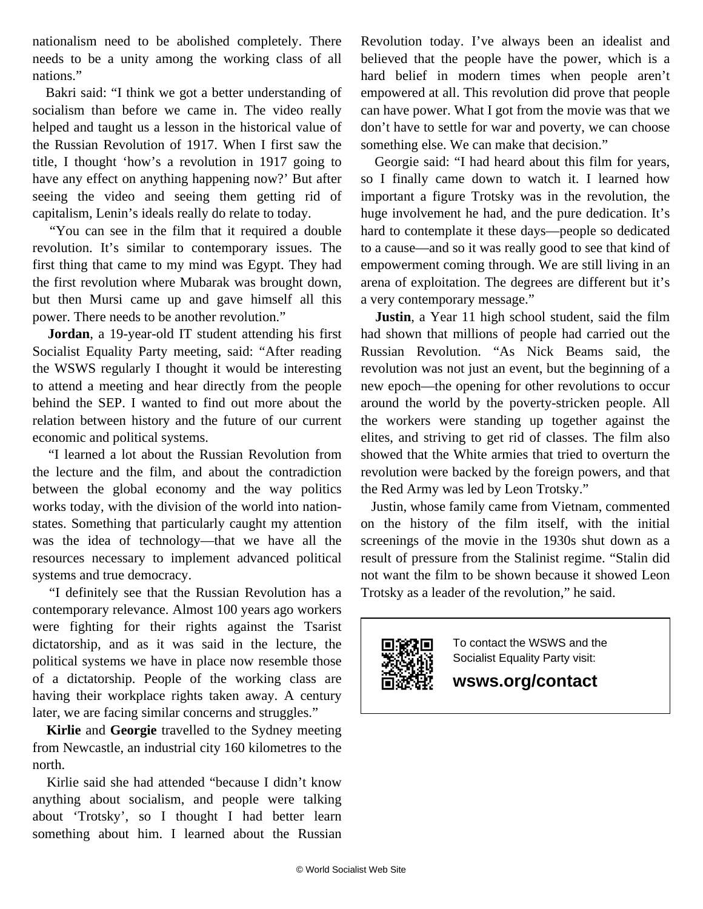nationalism need to be abolished completely. There needs to be a unity among the working class of all nations."

Bakri said: "I think we got a better understanding of socialism than before we came in. The video really helped and taught us a lesson in the historical value of the Russian Revolution of 1917. When I first saw the title, I thought 'how's a revolution in 1917 going to have any effect on anything happening now?' But after seeing the video and seeing them getting rid of capitalism, Lenin's ideals really do relate to today.

"You can see in the film that it required a double revolution. It's similar to contemporary issues. The first thing that came to my mind was Egypt. They had the first revolution where Mubarak was brought down, but then Mursi came up and gave himself all this power. There needs to be another revolution."

**Jordan**, a 19-year-old IT student attending his first Socialist Equality Party meeting, said: "After reading the WSWS regularly I thought it would be interesting to attend a meeting and hear directly from the people behind the SEP. I wanted to find out more about the relation between history and the future of our current economic and political systems.

"I learned a lot about the Russian Revolution from the lecture and the film, and about the contradiction between the global economy and the way politics works today, with the division of the world into nation-states. Something that particularly caught my attention was the idea of technology—that we have all the resources necessary to implement advanced political systems and true democracy.

"I definitely see that the Russian Revolution has a contemporary relevance. Almost 100 years ago workers were fighting for their rights against the Tsarist dictatorship, and as it was said in the lecture, the political systems we have in place now resemble those of a dictatorship. People of the working class are having their workplace rights taken away. A century later, we are facing similar concerns and struggles."

**Kirlie** and **Georgie** travelled to the Sydney meeting from Newcastle, an industrial city 160 kilometres to the north.

Kirlie said she had attended "because I didn't know anything about socialism, and people were talking about 'Trotsky', so I thought I had better learn something about him. I learned about the Russian Revolution today. I've always been an idealist and believed that the people have the power, which is a hard belief in modern times when people aren't empowered at all. This revolution did prove that people can have power. What I got from the movie was that we don't have to settle for war and poverty, we can choose something else. We can make that decision."

Georgie said: "I had heard about this film for years, so I finally came down to watch it. I learned how important a figure Trotsky was in the revolution, the huge involvement he had, and the pure dedication. It's hard to contemplate it these days—people so dedicated to a cause—and so it was really good to see that kind of empowerment coming through. We are still living in an arena of exploitation. The degrees are different but it's a very contemporary message."

**Justin**, a Year 11 high school student, said the film had shown that millions of people had carried out the Russian Revolution. "As Nick Beams said, the revolution was not just an event, but the beginning of a new epoch—the opening for other revolutions to occur around the world by the poverty-stricken people. All the workers were standing up together against the elites, and striving to get rid of classes. The film also showed that the White armies that tried to overturn the revolution were backed by the foreign powers, and that the Red Army was led by Leon Trotsky."

Justin, whose family came from Vietnam, commented on the history of the film itself, with the initial screenings of the movie in the 1930s shut down as a result of pressure from the Stalinist regime. "Stalin did not want the film to be shown because it showed Leon Trotsky as a leader of the revolution," he said.

To contact the WSWS and the Socialist Equality Party visit:

**wsws.org/contact**